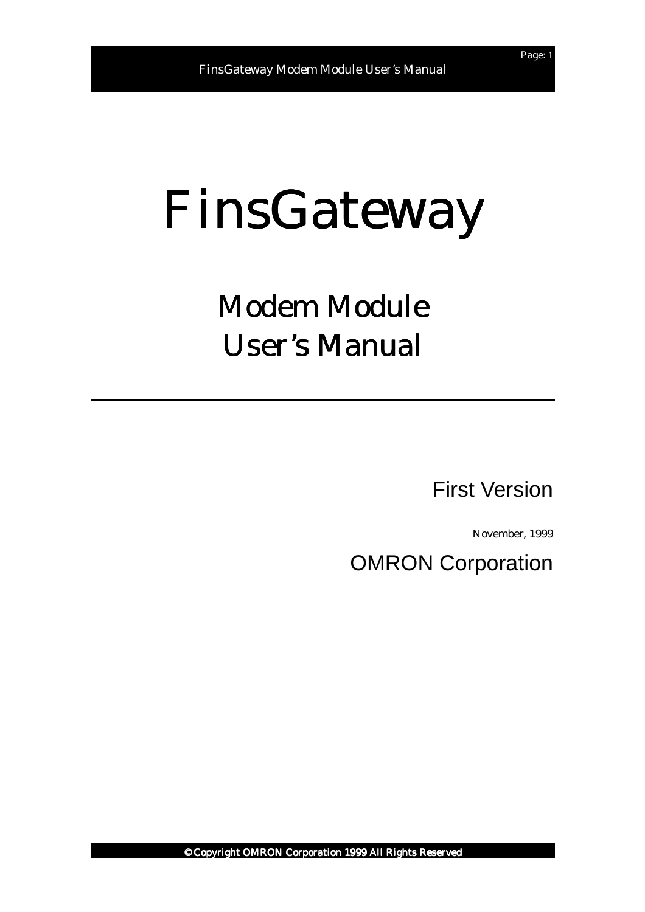# FinsGateway

## Modem Module
## User's Manual

---

First Version

November, 1999

OMRON Corporation

© Copyright OMRON Corporation 1999 All Rights Reserved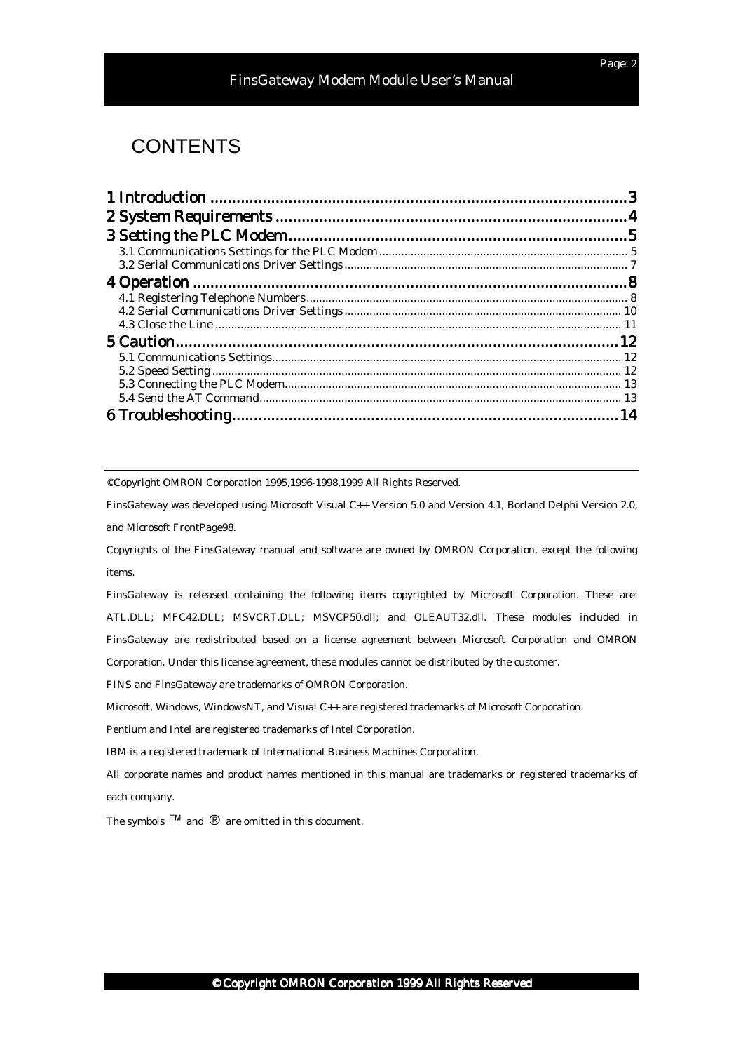# CONTENTS

| | |
|---|---|
| **1 Introduction** | **3** |
| **2 System Requirements** | **4** |
| **3 Setting the PLC Modem** | **5** |
| 3.1 Communications Settings for the PLC Modem | 5 |
| 3.2 Serial Communications Driver Settings | 7 |
| **4 Operation** | **8** |
| 4.1 Registering Telephone Numbers | 8 |
| 4.2 Serial Communications Driver Settings | 10 |
| 4.3 Close the Line | 11 |
| **5 Caution** | **12** |
| 5.1 Communications Settings | 12 |
| 5.2 Speed Setting | 12 |
| 5.3 Connecting the PLC Modem | 13 |
| 5.4 Send the AT Command | 13 |
| **6 Troubleshooting** | **14** |

---

©Copyright OMRON Corporation 1995,1996-1998,1999 All Rights Reserved.

FinsGateway was developed using Microsoft Visual C++ Version 5.0 and Version 4.1, Borland Delphi Version 2.0, and Microsoft FrontPage98.

Copyrights of the FinsGateway manual and software are owned by OMRON Corporation, except the following items.

FinsGateway is released containing the following items copyrighted by Microsoft Corporation. These are: ATL.DLL; MFC42.DLL; MSVCRT.DLL; MSVCP50.dll; and OLEAUT32.dll. These modules included in FinsGateway are redistributed based on a license agreement between Microsoft Corporation and OMRON Corporation. Under this license agreement, these modules cannot be distributed by the customer.

FINS and FinsGateway are trademarks of OMRON Corporation.

Microsoft, Windows, WindowsNT, and Visual C++ are registered trademarks of Microsoft Corporation.

Pentium and Intel are registered trademarks of Intel Corporation.

IBM is a registered trademark of International Business Machines Corporation.

All corporate names and product names mentioned in this manual are trademarks or registered trademarks of each company.

The symbols ™ and ® are omitted in this document.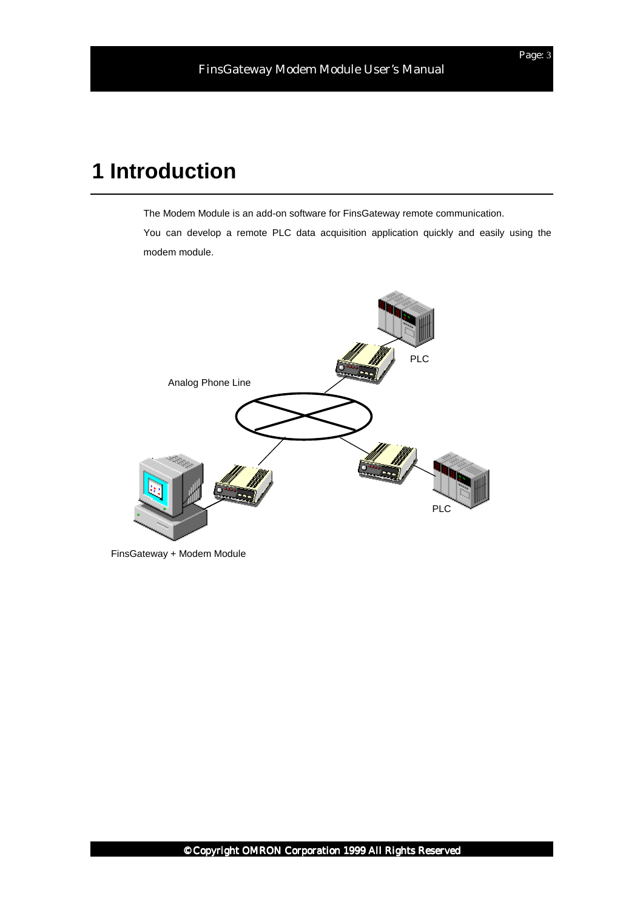# 1 Introduction

The Modem Module is an add-on software for FinsGateway remote communication.

You can develop a remote PLC data acquisition application quickly and easily using the modem module.

Analog Phone Line

PLC

PLC

FinsGateway + Modem Module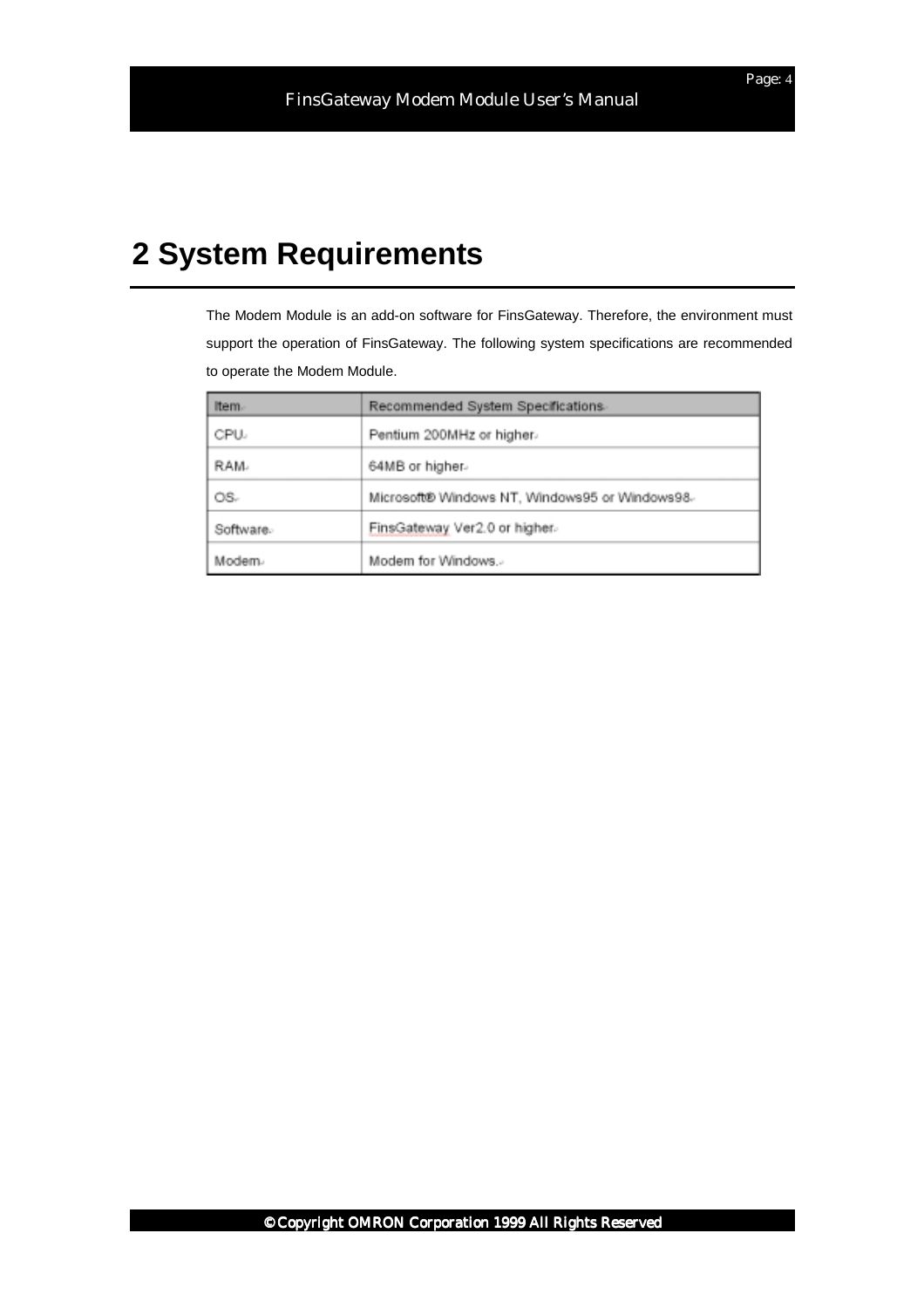# 2 System Requirements

The Modem Module is an add-on software for FinsGateway. Therefore, the environment must support the operation of FinsGateway. The following system specifications are recommended to operate the Modem Module.

| Item | Recommended System Specifications |
|---|---|
| CPU | Pentium 200MHz or higher |
| RAM | 64MB or higher |
| OS | Microsoft® Windows NT, Windows95 or Windows98 |
| Software | FinsGateway Ver2.0 or higher |
| Modem | Modem for Windows. |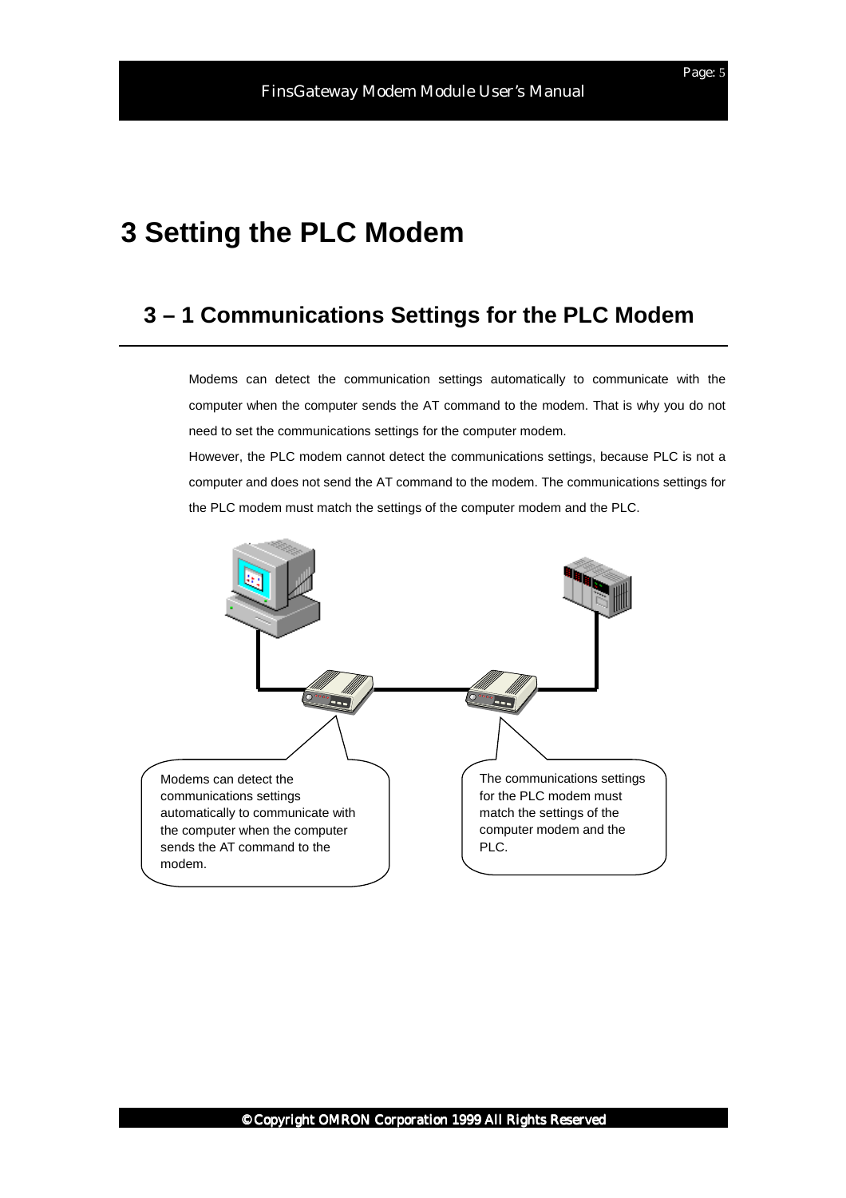# 3 Setting the PLC Modem

## 3 – 1 Communications Settings for the PLC Modem

Modems can detect the communication settings automatically to communicate with the computer when the computer sends the AT command to the modem. That is why you do not need to set the communications settings for the computer modem.

However, the PLC modem cannot detect the communications settings, because PLC is not a computer and does not send the AT command to the modem. The communications settings for the PLC modem must match the settings of the computer modem and the PLC.

Modems can detect the communications settings automatically to communicate with the computer when the computer sends the AT command to the modem.

The communications settings for the PLC modem must match the settings of the computer modem and the PLC.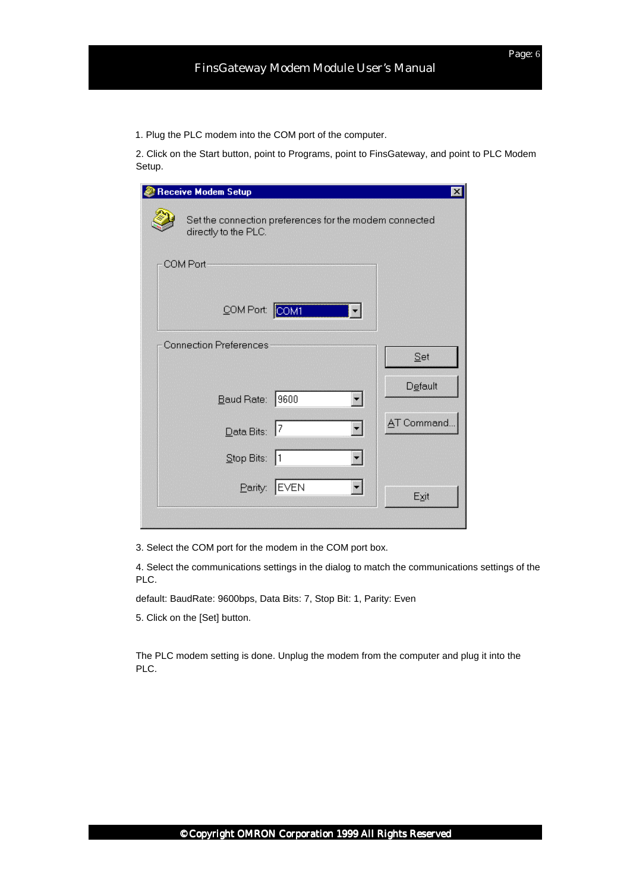1. Plug the PLC modem into the COM port of the computer.

2. Click on the Start button, point to Programs, point to FinsGateway, and point to PLC Modem Setup.

3. Select the COM port for the modem in the COM port box.

4. Select the communications settings in the dialog to match the communications settings of the PLC.

default: BaudRate: 9600bps, Data Bits: 7, Stop Bit: 1, Parity: Even

5. Click on the [Set] button.

The PLC modem setting is done. Unplug the modem from the computer and plug it into the PLC.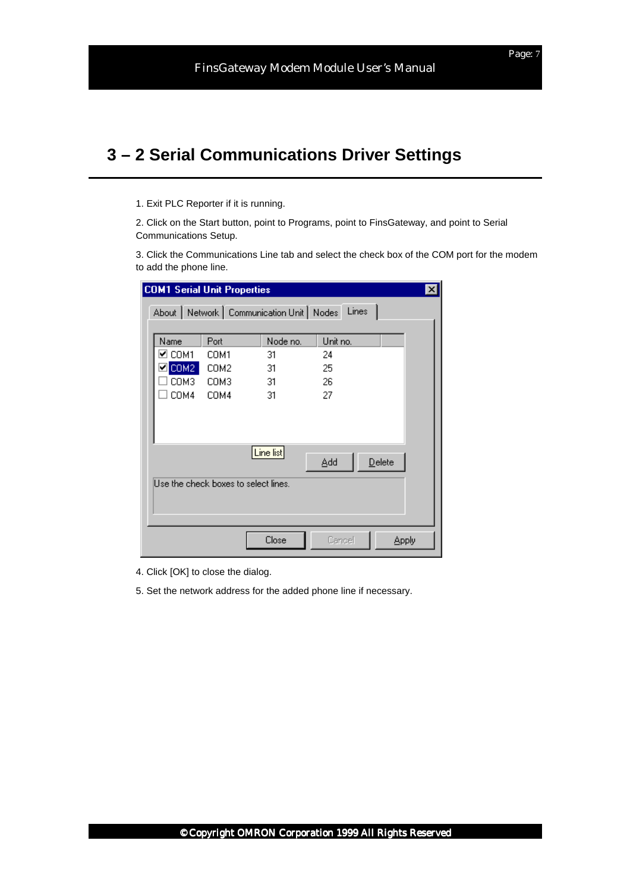# 3 – 2 Serial Communications Driver Settings

1. Exit PLC Reporter if it is running.

2. Click on the Start button, point to Programs, point to FinsGateway, and point to Serial Communications Setup.

3. Click the Communications Line tab and select the check box of the COM port for the modem to add the phone line.

4. Click [OK] to close the dialog.

5. Set the network address for the added phone line if necessary.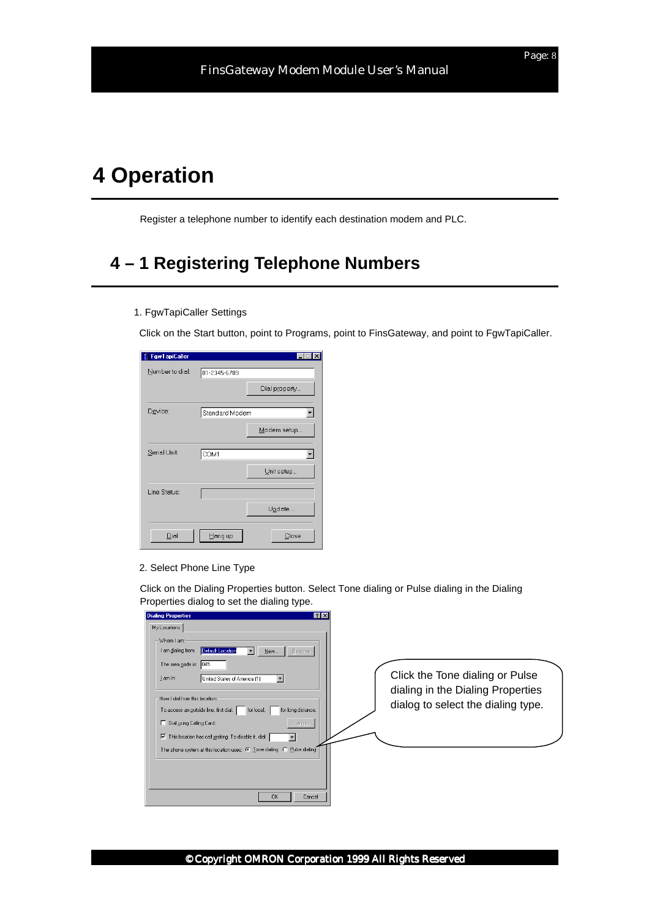# 4 Operation

Register a telephone number to identify each destination modem and PLC.

## 4 – 1 Registering Telephone Numbers

1. FgwTapiCaller Settings

Click on the Start button, point to Programs, point to FinsGateway, and point to FgwTapiCaller.

2. Select Phone Line Type

Click on the Dialing Properties button. Select Tone dialing or Pulse dialing in the Dialing Properties dialog to set the dialing type.

Click the Tone dialing or Pulse dialing in the Dialing Properties dialog to select the dialing type.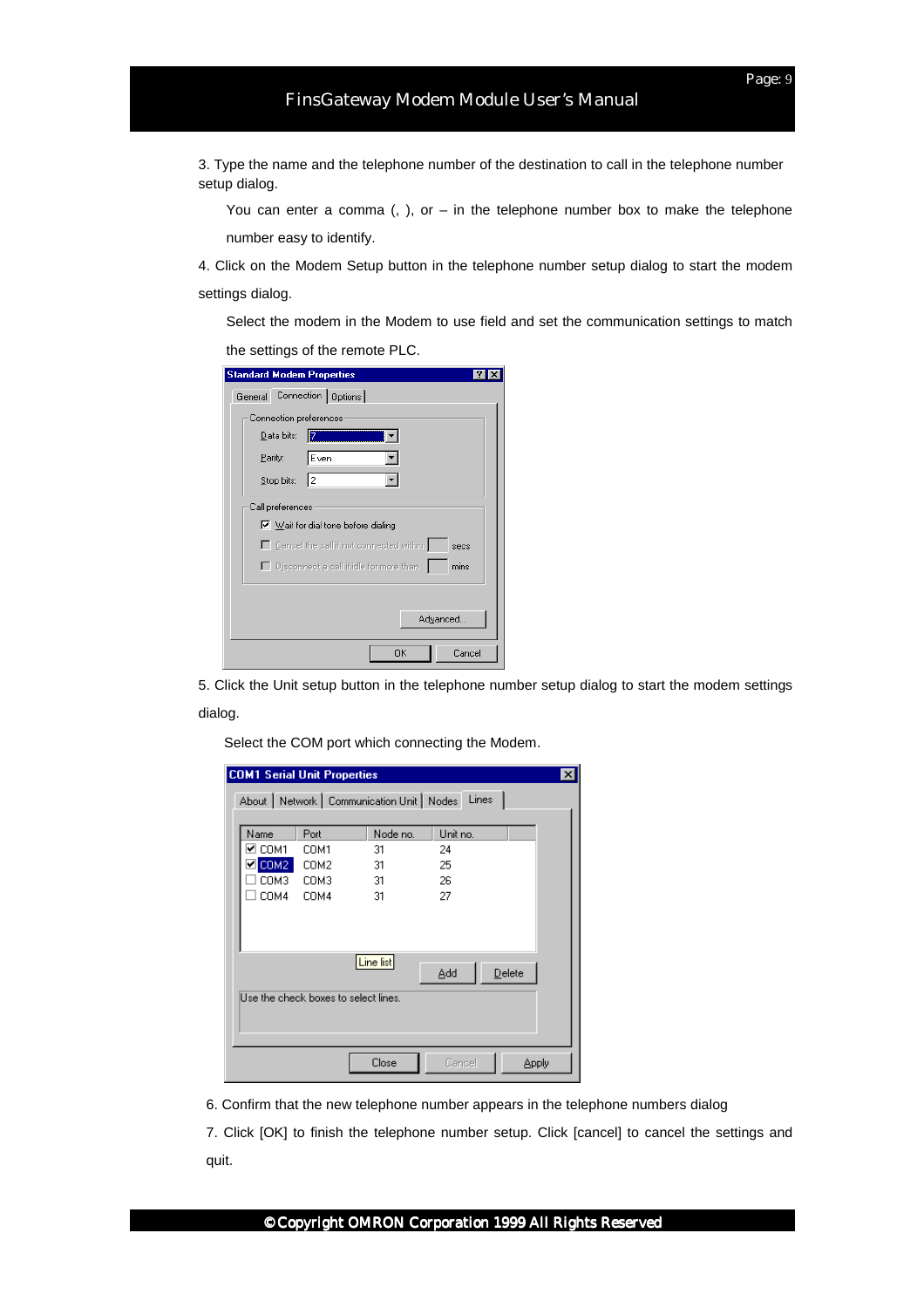3. Type the name and the telephone number of the destination to call in the telephone number setup dialog.

You can enter a comma (, ), or – in the telephone number box to make the telephone number easy to identify.

4. Click on the Modem Setup button in the telephone number setup dialog to start the modem settings dialog.

Select the modem in the Modem to use field and set the communication settings to match the settings of the remote PLC.

5. Click the Unit setup button in the telephone number setup dialog to start the modem settings dialog.

Select the COM port which connecting the Modem.

6. Confirm that the new telephone number appears in the telephone numbers dialog

7. Click [OK] to finish the telephone number setup. Click [cancel] to cancel the settings and quit.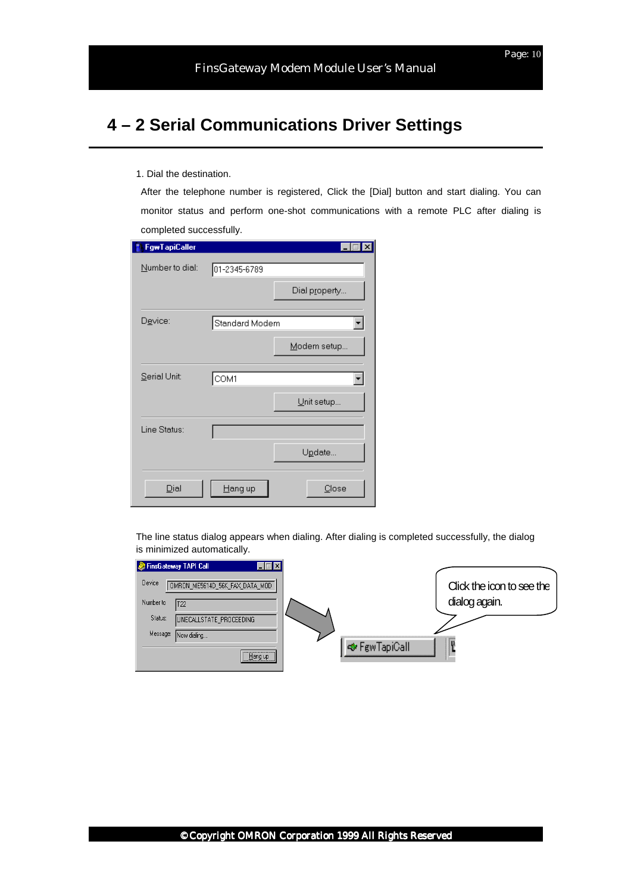# 4 – 2 Serial Communications Driver Settings

1. Dial the destination.

   After the telephone number is registered, Click the [Dial] button and start dialing. You can monitor status and perform one-shot communications with a remote PLC after dialing is completed successfully.

The line status dialog appears when dialing. After dialing is completed successfully, the dialog is minimized automatically.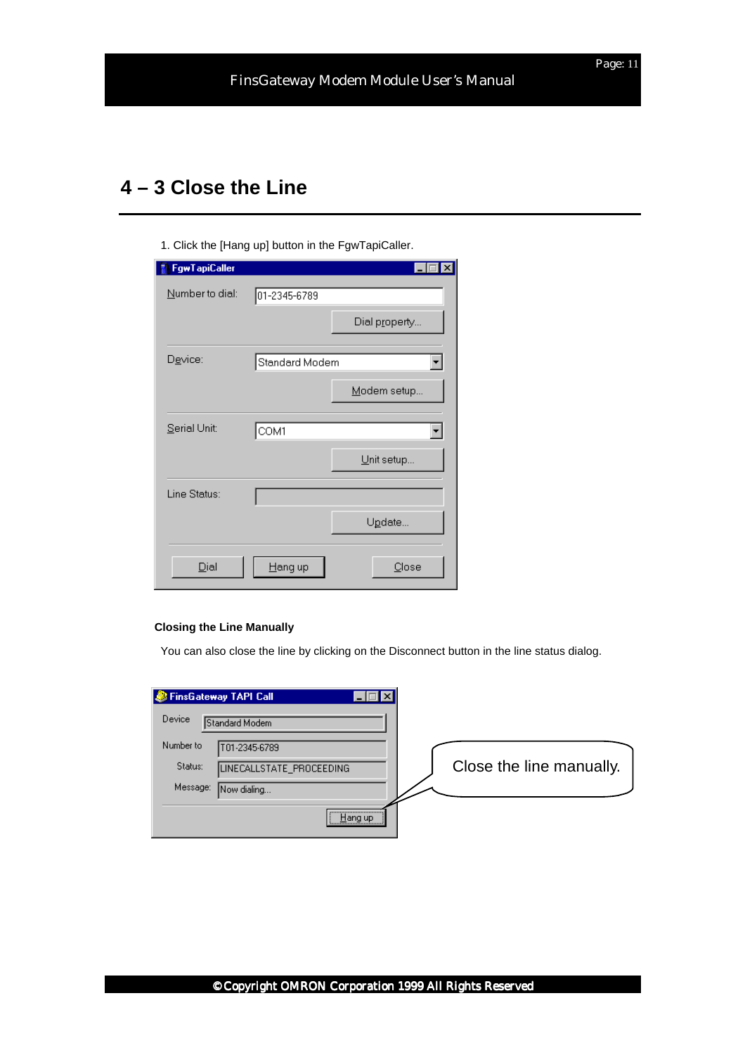## 4 – 3 Close the Line

1. Click the [Hang up] button in the FgwTapiCaller.

**Closing the Line Manually**

You can also close the line by clicking on the Disconnect button in the line status dialog.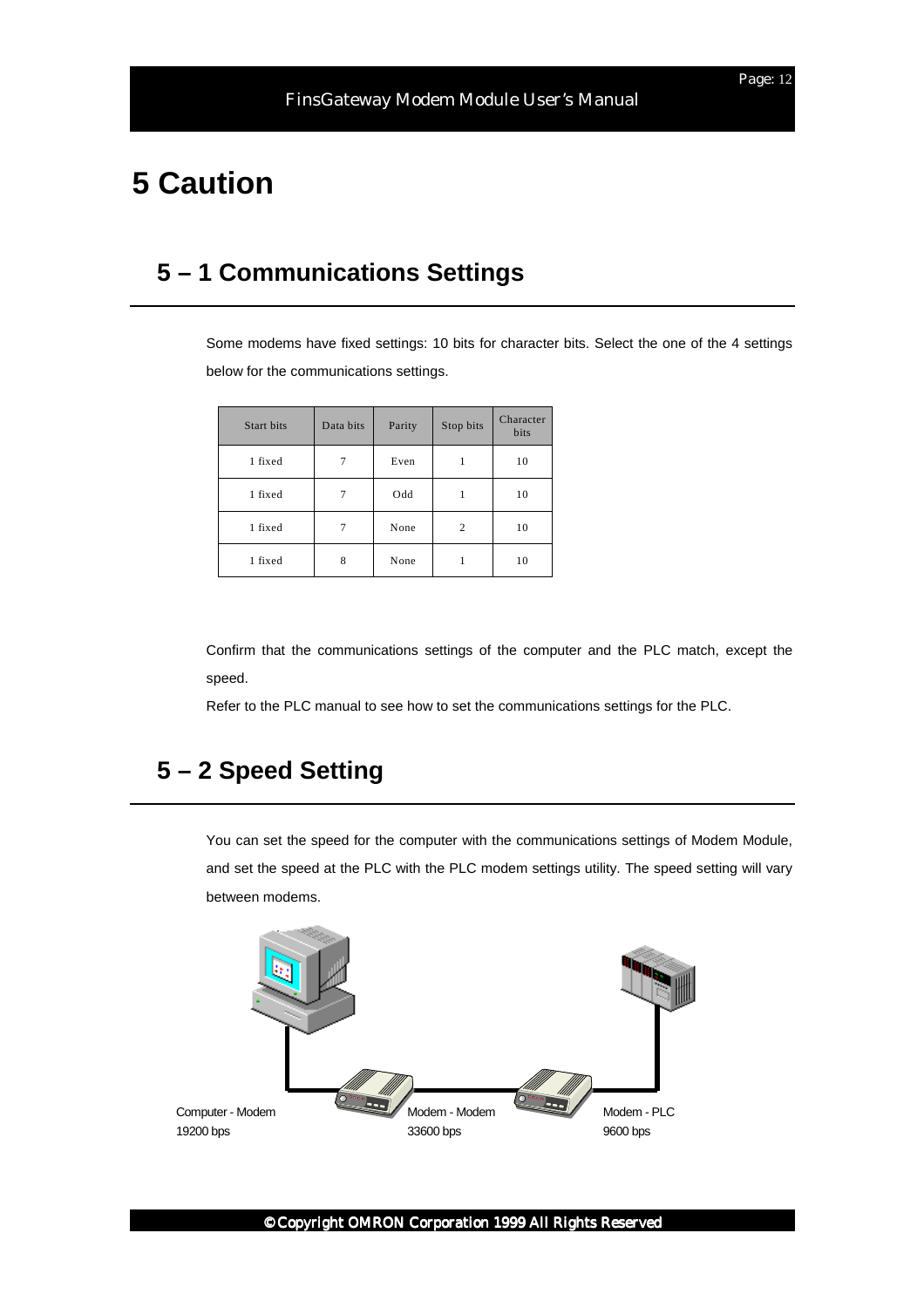# 5 Caution

## 5 – 1 Communications Settings

Some modems have fixed settings: 10 bits for character bits. Select the one of the 4 settings below for the communications settings.

| Start bits | Data bits | Parity | Stop bits | Character bits |
|---|---|---|---|---|
| 1 fixed | 7 | Even | 1 | 10 |
| 1 fixed | 7 | Odd | 1 | 10 |
| 1 fixed | 7 | None | 2 | 10 |
| 1 fixed | 8 | None | 1 | 10 |

Confirm that the communications settings of the computer and the PLC match, except the speed.

Refer to the PLC manual to see how to set the communications settings for the PLC.

## 5 – 2 Speed Setting

You can set the speed for the computer with the communications settings of Modem Module, and set the speed at the PLC with the PLC modem settings utility. The speed setting will vary between modems.

Computer - Modem
19200 bps

Modem - Modem
33600 bps

Modem - PLC
9600 bps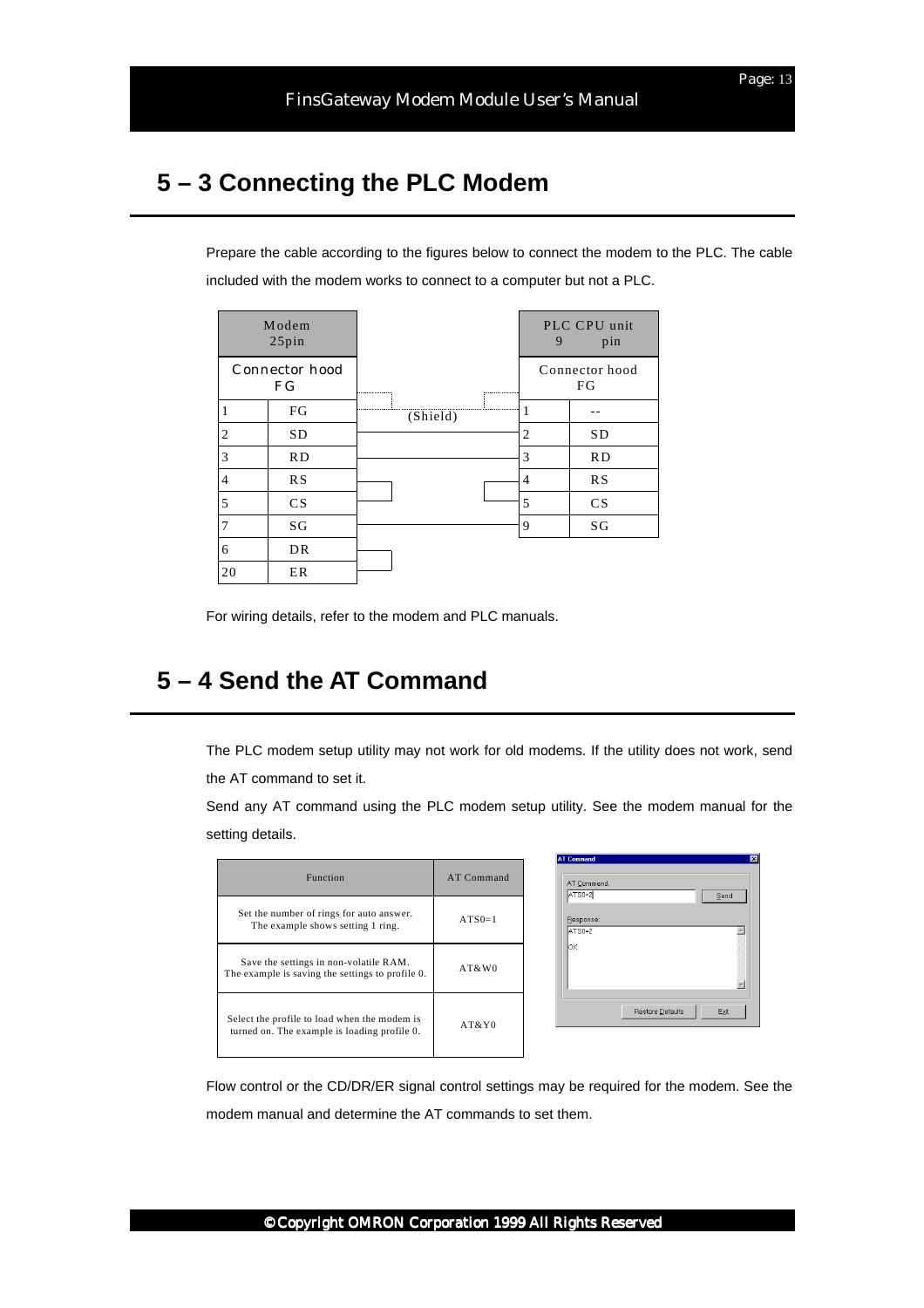## 5 – 3 Connecting the PLC Modem

Prepare the cable according to the figures below to connect the modem to the PLC. The cable included with the modem works to connect to a computer but not a PLC.

| Modem 25pin | | | PLC CPU unit 9 pin | |
|---|---|---|---|---|
| Connector hood FG | | | Connector hood FG | |
| 1 | FG | (Shield) | 1 | -- |
| 2 | SD | | 2 | SD |
| 3 | RD | | 3 | RD |
| 4 | RS | | 4 | RS |
| 5 | CS | | 5 | CS |
| 7 | SG | | 9 | SG |
| 6 | DR | | | |
| 20 | ER | | | |

For wiring details, refer to the modem and PLC manuals.

## 5 – 4 Send the AT Command

The PLC modem setup utility may not work for old modems. If the utility does not work, send the AT command to set it.

Send any AT command using the PLC modem setup utility. See the modem manual for the setting details.

| Function | AT Command |
|---|---|
| Set the number of rings for auto answer. The example shows setting 1 ring. | ATS0=1 |
| Save the settings in non-volatile RAM. The example is saving the settings to profile 0. | AT&W0 |
| Select the profile to load when the modem is turned on. The example is loading profile 0. | AT&Y0 |

AT Command

AT Command: ATS0=2 [Send]

Response:
ATS0=2
OK

[Restore Defaults] [Exit]

Flow control or the CD/DR/ER signal control settings may be required for the modem. See the modem manual and determine the AT commands to set them.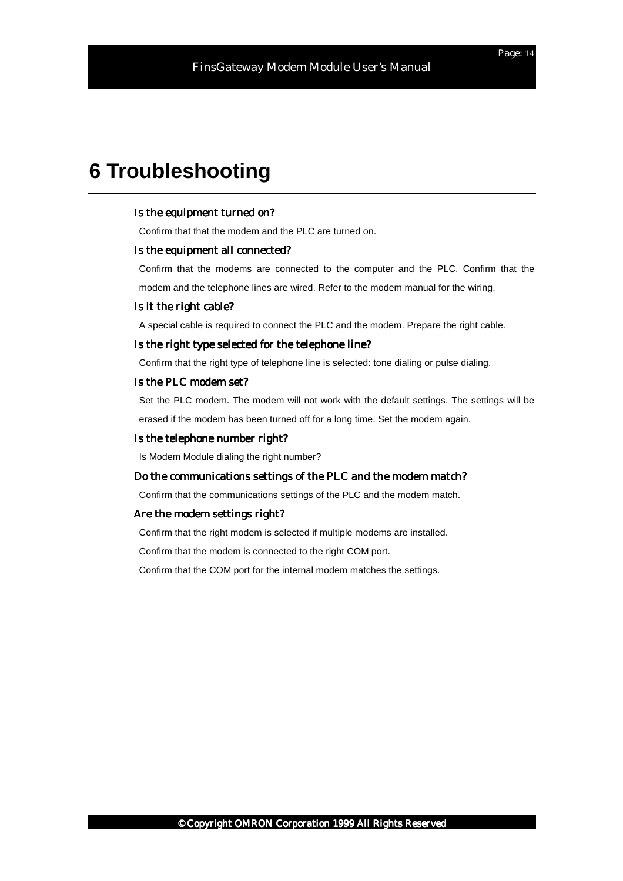# 6 Troubleshooting

### Is the equipment turned on?

Confirm that that the modem and the PLC are turned on.

### Is the equipment all connected?

Confirm that the modems are connected to the computer and the PLC. Confirm that the modem and the telephone lines are wired. Refer to the modem manual for the wiring.

### Is it the right cable?

A special cable is required to connect the PLC and the modem. Prepare the right cable.

### Is the right type selected for the telephone line?

Confirm that the right type of telephone line is selected: tone dialing or pulse dialing.

### Is the PLC modem set?

Set the PLC modem. The modem will not work with the default settings. The settings will be erased if the modem has been turned off for a long time. Set the modem again.

### Is the telephone number right?

Is Modem Module dialing the right number?

### Do the communications settings of the PLC and the modem match?

Confirm that the communications settings of the PLC and the modem match.

### Are the modem settings right?

Confirm that the right modem is selected if multiple modems are installed.

Confirm that the modem is connected to the right COM port.

Confirm that the COM port for the internal modem matches the settings.